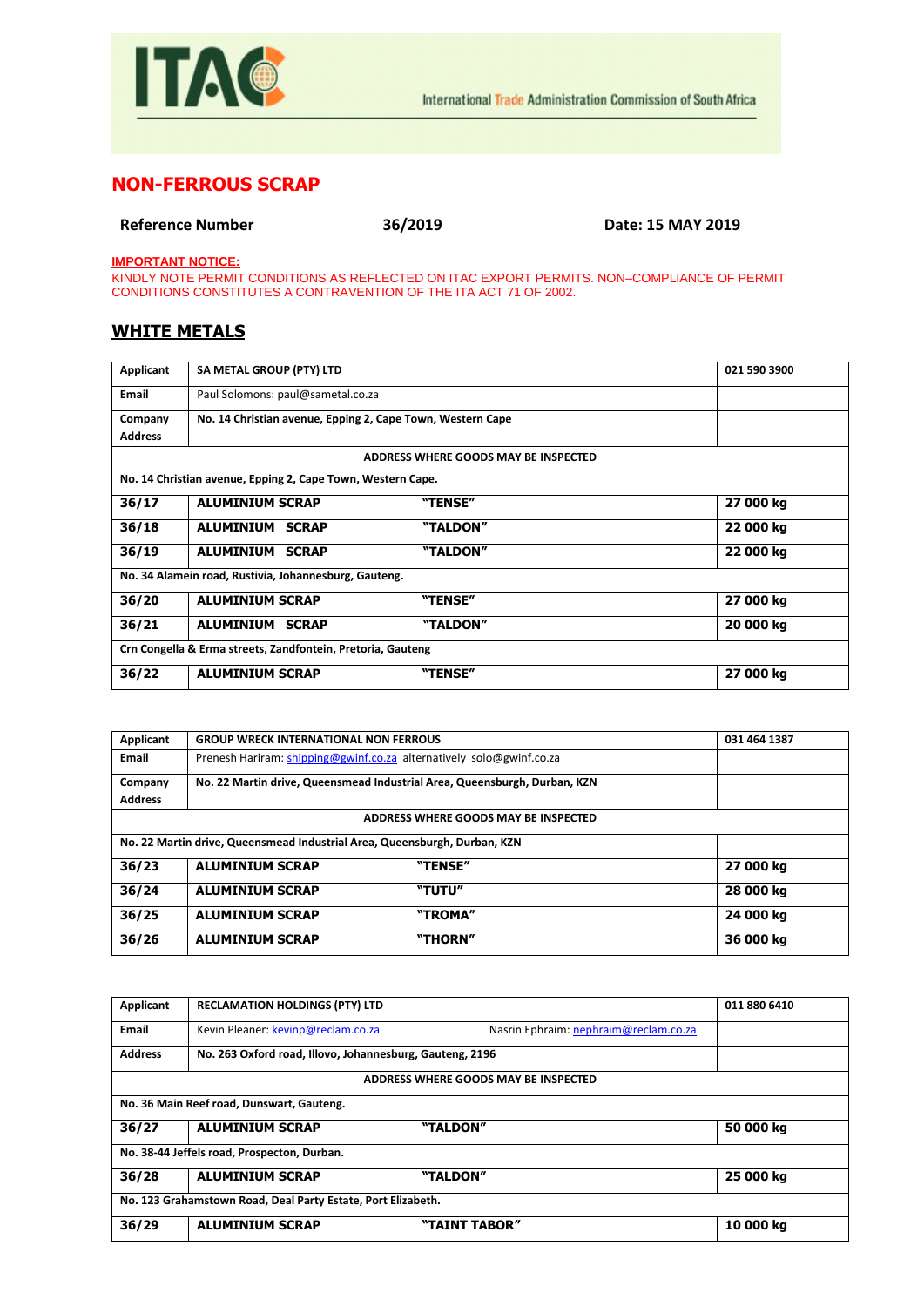International Trade Administration Commission of South Africa

# NON-FERROUS SCRAP

**Reference Number** **36/2019** **Date: 15 MAY 2019**

**IMPORTANT NOTICE:**
KINDLY NOTE PERMIT CONDITIONS AS REFLECTED ON ITAC EXPORT PERMITS. NON–COMPLIANCE OF PERMIT CONDITIONS CONSTITUTES A CONTRAVENTION OF THE ITA ACT 71 OF 2002.

## WHITE METALS

| Applicant | SA METAL GROUP (PTY) LTD | | 021 590 3900 |
|---|---|---|---|
| Email | Paul Solomons: paul@sametal.co.za | | |
| Company Address | No. 14 Christian avenue, Epping 2, Cape Town, Western Cape | | |
| ADDRESS WHERE GOODS MAY BE INSPECTED | | | |
| No. 14 Christian avenue, Epping 2, Cape Town, Western Cape. | | | |
| **36/17** | **ALUMINIUM SCRAP** | **"TENSE"** | **27 000 kg** |
| **36/18** | **ALUMINIUM SCRAP** | **"TALDON"** | **22 000 kg** |
| **36/19** | **ALUMINIUM SCRAP** | **"TALDON"** | **22 000 kg** |
| No. 34 Alamein road, Rustivia, Johannesburg, Gauteng. | | | |
| **36/20** | **ALUMINIUM SCRAP** | **"TENSE"** | **27 000 kg** |
| **36/21** | **ALUMINIUM SCRAP** | **"TALDON"** | **20 000 kg** |
| Crn Congella & Erma streets, Zandfontein, Pretoria, Gauteng | | | |
| **36/22** | **ALUMINIUM SCRAP** | **"TENSE"** | **27 000 kg** |

| Applicant | GROUP WRECK INTERNATIONAL NON FERROUS | | 031 464 1387 |
|---|---|---|---|
| Email | Prenesh Hariram: shipping@gwinf.co.za alternatively solo@gwinf.co.za | | |
| Company Address | No. 22 Martin drive, Queensmead Industrial Area, Queensburgh, Durban, KZN | | |
| ADDRESS WHERE GOODS MAY BE INSPECTED | | | |
| No. 22 Martin drive, Queensmead Industrial Area, Queensburgh, Durban, KZN | | | |
| **36/23** | **ALUMINIUM SCRAP** | **"TENSE"** | **27 000 kg** |
| **36/24** | **ALUMINIUM SCRAP** | **"TUTU"** | **28 000 kg** |
| **36/25** | **ALUMINIUM SCRAP** | **"TROMA"** | **24 000 kg** |
| **36/26** | **ALUMINIUM SCRAP** | **"THORN"** | **36 000 kg** |

| Applicant | RECLAMATION HOLDINGS (PTY) LTD | | 011 880 6410 |
|---|---|---|---|
| Email | Kevin Pleaner: kevinp@reclam.co.za | Nasrin Ephraim: nephraim@reclam.co.za | |
| Address | No. 263 Oxford road, Illovo, Johannesburg, Gauteng, 2196 | | |
| ADDRESS WHERE GOODS MAY BE INSPECTED | | | |
| No. 36 Main Reef road, Dunswart, Gauteng. | | | |
| **36/27** | **ALUMINIUM SCRAP** | **"TALDON"** | **50 000 kg** |
| No. 38-44 Jeffels road, Prospecton, Durban. | | | |
| **36/28** | **ALUMINIUM SCRAP** | **"TALDON"** | **25 000 kg** |
| No. 123 Grahamstown Road, Deal Party Estate, Port Elizabeth. | | | |
| **36/29** | **ALUMINIUM SCRAP** | **"TAINT TABOR"** | **10 000 kg** |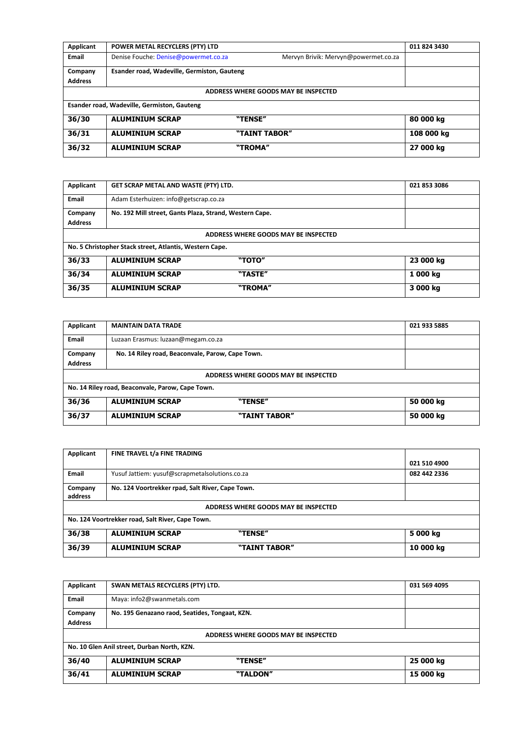| Applicant | POWER METAL RECYCLERS (PTY) LTD | | 011 824 3430 |
|---|---|---|---|
| Email | Denise Fouche: Denise@powermet.co.za | Mervyn Brivik: Mervyn@powermet.co.za | |
| Company Address | Esander road, Wadeville, Germiston, Gauteng | | |
| ADDRESS WHERE GOODS MAY BE INSPECTED | | | |
| Esander road, Wadeville, Germiston, Gauteng | | | |
| **36/30** | **ALUMINIUM SCRAP** | **"TENSE"** | **80 000 kg** |
| **36/31** | **ALUMINIUM SCRAP** | **"TAINT TABOR"** | **108 000 kg** |
| **36/32** | **ALUMINIUM SCRAP** | **"TROMA"** | **27 000 kg** |

| Applicant | GET SCRAP METAL AND WASTE (PTY) LTD. | | 021 853 3086 |
|---|---|---|---|
| Email | Adam Esterhuizen: info@getscrap.co.za | | |
| Company Address | No. 192 Mill street, Gants Plaza, Strand, Western Cape. | | |
| ADDRESS WHERE GOODS MAY BE INSPECTED | | | |
| No. 5 Christopher Stack street, Atlantis, Western Cape. | | | |
| **36/33** | **ALUMINIUM SCRAP** | **"TOTO"** | **23 000 kg** |
| **36/34** | **ALUMINIUM SCRAP** | **"TASTE"** | **1 000 kg** |
| **36/35** | **ALUMINIUM SCRAP** | **"TROMA"** | **3 000 kg** |

| Applicant | MAINTAIN DATA TRADE | | 021 933 5885 |
|---|---|---|---|
| Email | Luzaan Erasmus: luzaan@megam.co.za | | |
| Company Address | No. 14 Riley road, Beaconvale, Parow, Cape Town. | | |
| ADDRESS WHERE GOODS MAY BE INSPECTED | | | |
| No. 14 Riley road, Beaconvale, Parow, Cape Town. | | | |
| **36/36** | **ALUMINIUM SCRAP** | **"TENSE"** | **50 000 kg** |
| **36/37** | **ALUMINIUM SCRAP** | **"TAINT TABOR"** | **50 000 kg** |

| Applicant | FINE TRAVEL t/a FINE TRADING | | 021 510 4900 |
|---|---|---|---|
| Email | Yusuf Jattiem: yusuf@scrapmetalsolutions.co.za | | 082 442 2336 |
| Company address | No. 124 Voortrekker rpad, Salt River, Cape Town. | | |
| ADDRESS WHERE GOODS MAY BE INSPECTED | | | |
| No. 124 Voortrekker road, Salt River, Cape Town. | | | |
| **36/38** | **ALUMINIUM SCRAP** | **"TENSE"** | **5 000 kg** |
| **36/39** | **ALUMINIUM SCRAP** | **"TAINT TABOR"** | **10 000 kg** |

| Applicant | SWAN METALS RECYCLERS (PTY) LTD. | | 031 569 4095 |
|---|---|---|---|
| Email | Maya: info2@swanmetals.com | | |
| Company Address | No. 195 Genazano raod, Seatides, Tongaat, KZN. | | |
| ADDRESS WHERE GOODS MAY BE INSPECTED | | | |
| No. 10 Glen Anil street, Durban North, KZN. | | | |
| **36/40** | **ALUMINIUM SCRAP** | **"TENSE"** | **25 000 kg** |
| **36/41** | **ALUMINIUM SCRAP** | **"TALDON"** | **15 000 kg** |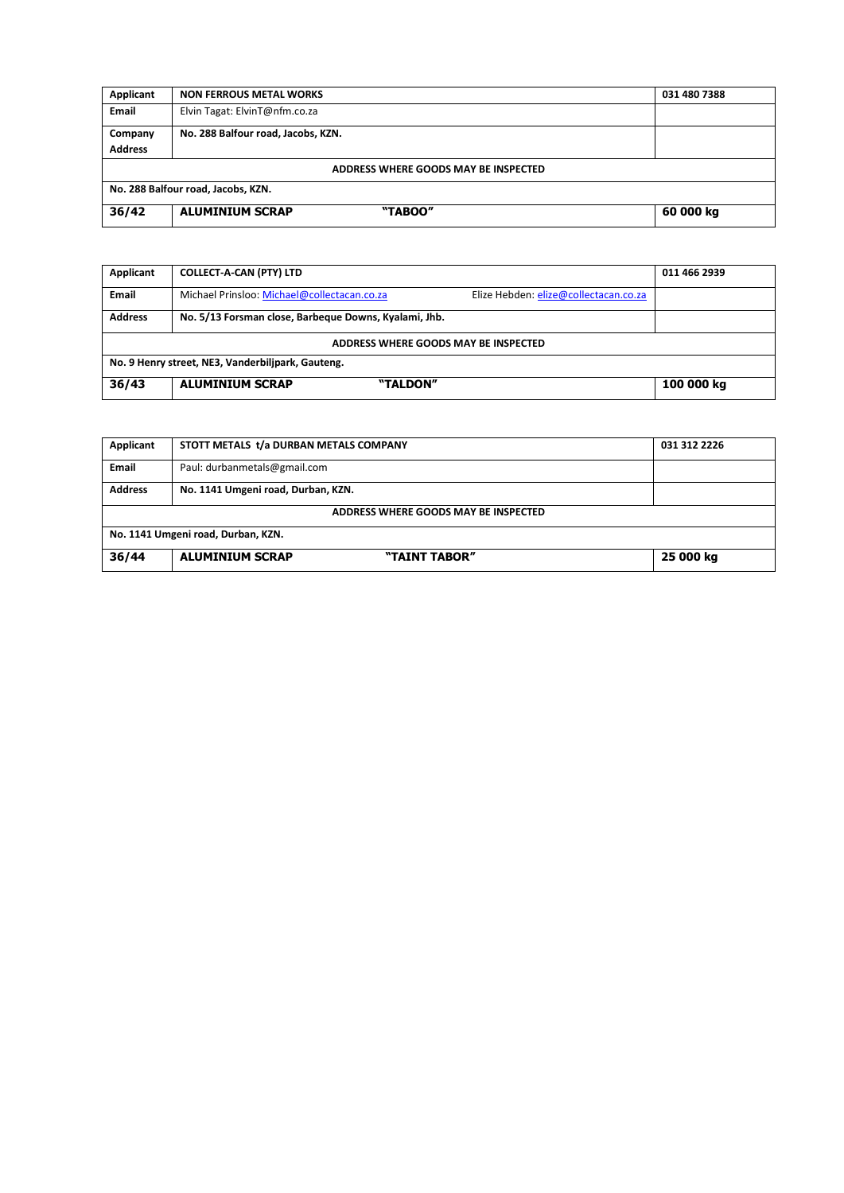| | | |
|---|---|---|
| **Applicant** | **NON FERROUS METAL WORKS** | **031 480 7388** |
| **Email** | Elvin Tagat: ElvinT@nfm.co.za | |
| **Company Address** | **No. 288 Balfour road, Jacobs, KZN.** | |
| **ADDRESS WHERE GOODS MAY BE INSPECTED** | | |
| **No. 288 Balfour road, Jacobs, KZN.** | | |
| **36/42** | **ALUMINIUM SCRAP "TABOO"** | **60 000 kg** |

| | | |
|---|---|---|
| **Applicant** | **COLLECT-A-CAN (PTY) LTD** | **011 466 2939** |
| **Email** | Michael Prinsloo: Michael@collectacan.co.za Elize Hebden: elize@collectacan.co.za | |
| **Address** | **No. 5/13 Forsman close, Barbeque Downs, Kyalami, Jhb.** | |
| **ADDRESS WHERE GOODS MAY BE INSPECTED** | | |
| **No. 9 Henry street, NE3, Vanderbiljpark, Gauteng.** | | |
| **36/43** | **ALUMINIUM SCRAP "TALDON"** | **100 000 kg** |

| | | |
|---|---|---|
| **Applicant** | **STOTT METALS t/a DURBAN METALS COMPANY** | **031 312 2226** |
| **Email** | Paul: durbanmetals@gmail.com | |
| **Address** | **No. 1141 Umgeni road, Durban, KZN.** | |
| **ADDRESS WHERE GOODS MAY BE INSPECTED** | | |
| **No. 1141 Umgeni road, Durban, KZN.** | | |
| **36/44** | **ALUMINIUM SCRAP "TAINT TABOR"** | **25 000 kg** |